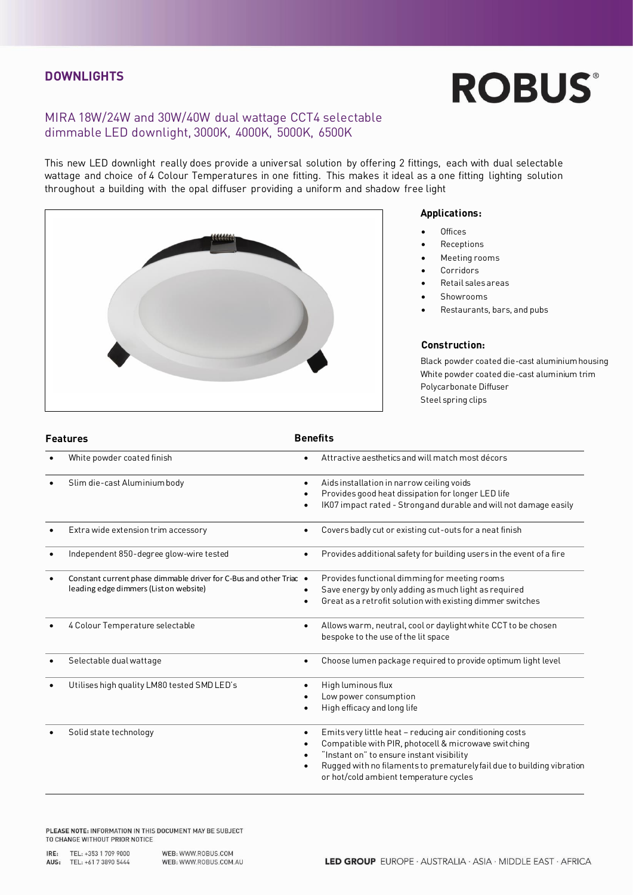## DOWNLIGHTS

# ROBUS®

### MIRA 18W/24W and 30W/40W dual wattage CCT4 selectable dimmable LED downlight, 3000K, 4000K, 5000K, 6500K

This new LED downlight really does provide a universal solution by offering 2 fittings, each with dual selectable wattage and choice of 4 Colour Temperatures in one fitting. This makes it ideal as a one fitting lighting solution throughout a building with the opal diffuser providing a uniform and shadow free light

**Applications:**

- Offices
- Receptions
- Meeting rooms
- Corridors
- Retail sales areas
- Showrooms
- Restaurants, bars, and pubs

**Construction:**

Black powder coated die-cast aluminium housing
White powder coated die-cast aluminium trim
Polycarbonate Diffuser
Steel spring clips

| Features | Benefits |
|---|---|
| • White powder coated finish | • Attractive aesthetics and will match most décors |
| • Slim die-cast Aluminium body | • Aids installation in narrow ceiling voids<br>• Provides good heat dissipation for longer LED life<br>• IK07 impact rated - Strong and durable and will not damage easily |
| • Extra wide extension trim accessory | • Covers badly cut or existing cut-outs for a neat finish |
| • Independent 850-degree glow-wire tested | • Provides additional safety for building users in the event of a fire |
| • Constant current phase dimmable driver for C-Bus and other Triac leading edge dimmers (List on website) | • Provides functional dimming for meeting rooms<br>• Save energy by only adding as much light as required<br>• Great as a retrofit solution with existing dimmer switches |
| • 4 Colour Temperature selectable | • Allows warm, neutral, cool or daylight white CCT to be chosen bespoke to the use of the lit space |
| • Selectable dual wattage | • Choose lumen package required to provide optimum light level |
| • Utilises high quality LM80 tested SMD LED's | • High luminous flux<br>• Low power consumption<br>• High efficacy and long life |
| • Solid state technology | • Emits very little heat – reducing air conditioning costs<br>• Compatible with PIR, photocell & microwave switching<br>• "Instant on" to ensure instant visibility<br>• Rugged with no filaments to prematurely fail due to building vibration or hot/cold ambient temperature cycles |

PLEASE NOTE: INFORMATION IN THIS DOCUMENT MAY BE SUBJECT TO CHANGE WITHOUT PRIOR NOTICE

IRE: TEL: +353 1 709 9000 WEB: WWW.ROBUS.COM
AUS: TEL: +61 7 3890 5444 WEB: WWW.ROBUS.COM.AU

LED GROUP EUROPE · AUSTRALIA · ASIA · MIDDLE EAST · AFRICA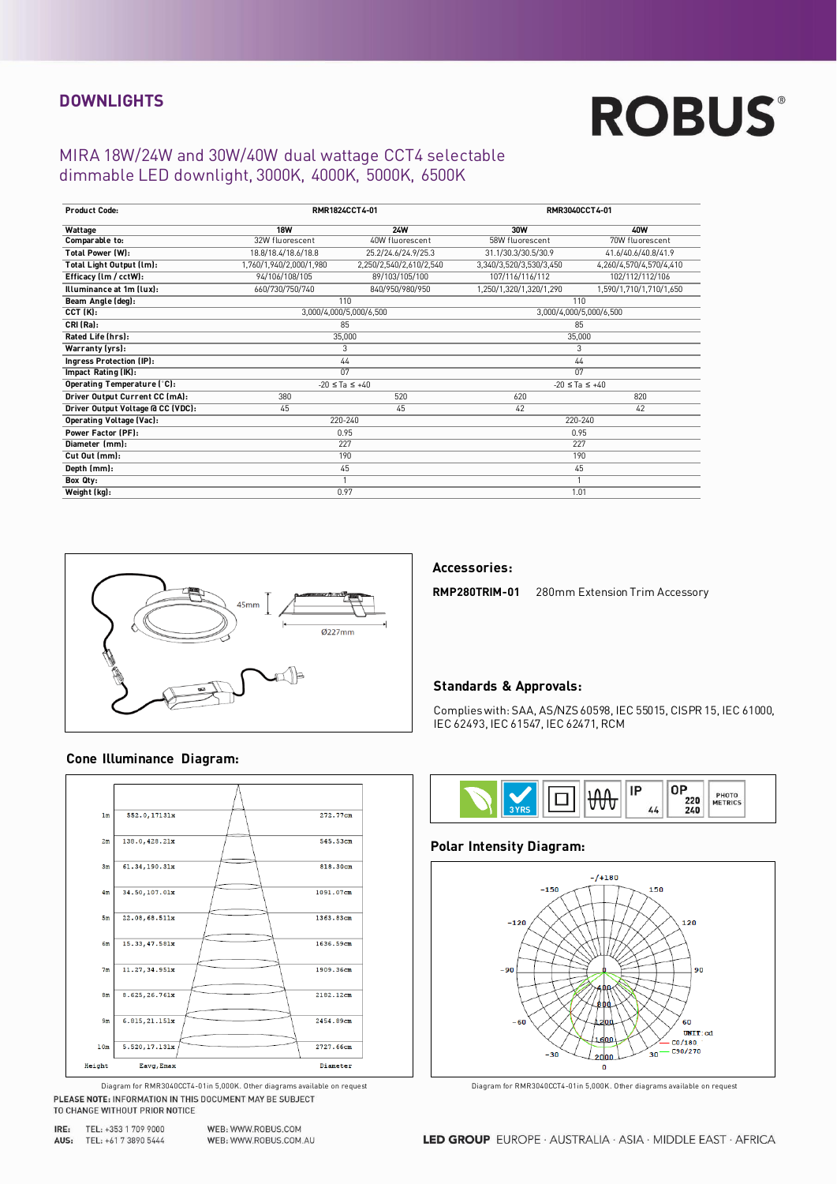## DOWNLIGHTS

ROBUS®

# MIRA 18W/24W and 30W/40W dual wattage CCT4 selectable dimmable LED downlight, 3000K, 4000K, 5000K, 6500K

| Product Code: | RMR1824CCT4-01 | | RMR3040CCT4-01 | |
|---|---|---|---|---|
| **Wattage** | **18W** | **24W** | **30W** | **40W** |
| **Comparable to:** | 32W fluorescent | 40W fluorescent | 58W fluorescent | 70W fluorescent |
| **Total Power (W):** | 18.8/18.4/18.6/18.8 | 25.2/24.6/24.9/25.3 | 31.1/30.3/30.5/30.9 | 41.6/40.6/40.8/41.9 |
| **Total Light Output (lm):** | 1,760/1,940/2,000/1,980 | 2,250/2,540/2,610/2,540 | 3,340/3,520/3,530/3,450 | 4,260/4,570/4,570/4,410 |
| **Efficacy (lm / cctW):** | 94/106/108/105 | 89/103/105/100 | 107/116/116/112 | 102/112/112/106 |
| **Illuminance at 1m (lux):** | 660/730/750/740 | 840/950/980/950 | 1,250/1,320/1,320/1,290 | 1,590/1,710/1,710/1,650 |
| **Beam Angle (deg):** | 110 | | 110 | |
| **CCT (K):** | 3,000/4,000/5,000/6,500 | | 3,000/4,000/5,000/6,500 | |
| **CRI (Ra):** | 85 | | 85 | |
| **Rated Life (hrs):** | 35,000 | | 35,000 | |
| **Warranty (yrs):** | 3 | | 3 | |
| **Ingress Protection (IP):** | 44 | | 44 | |
| **Impact Rating (IK):** | 07 | | 07 | |
| **Operating Temperature (°C):** | -20 ≤ Ta ≤ +40 | | -20 ≤ Ta ≤ +40 | |
| **Driver Output Current CC (mA):** | 380 | 520 | 620 | 820 |
| **Driver Output Voltage @ CC (VDC):** | 45 | 45 | 42 | 42 |
| **Operating Voltage (Vac):** | 220-240 | | 220-240 | |
| **Power Factor (PF):** | 0.95 | | 0.95 | |
| **Diameter (mm):** | 227 | | 227 | |
| **Cut Out (mm):** | 190 | | 190 | |
| **Depth (mm):** | 45 | | 45 | |
| **Box Qty:** | 1 | | 1 | |
| **Weight (kg):** | 0.97 | | 1.01 | |

45mm
Ø227mm

## Accessories:

**RMP280TRIM-01** 280mm Extension Trim Accessory

## Standards & Approvals:

Complies with: SAA, AS/NZS 60598, IEC 55015, CISPR 15, IEC 61000, IEC 62493, IEC 61547, IEC 62471, RCM

3YRS IP 44 OP 220 240 PHOTO METRICS

## Cone Illuminance Diagram:

1m 552.0,1713lx 272.77cm
2m 138.0,428.2lx 545.53cm
3m 61.34,190.3lx 818.30cm
4m 34.50,107.0lx 1091.07cm
5m 22.08,68.51lx 1363.83cm
6m 15.33,47.58lx 1636.59cm
7m 11.27,34.95lx 1909.36cm
8m 8.625,26.76lx 2182.12cm
9m 6.815,21.15lx 2454.89cm
10m 5.520,17.13lx 2727.66cm
Height Eavg,Emax Diameter

Diagram for RMR3040CCT4-01in 5,000K. Other diagrams available on request

## Polar Intensity Diagram:

-/+180
-150 150
-120 120
-90 90
-60 60
-30 30
0
400
800
1200
1600
2000
UNIT: cd
C0/180
C90/270

Diagram for RMR3040CCT4-01in 5,000K. Other diagrams available on request

PLEASE NOTE: INFORMATION IN THIS DOCUMENT MAY BE SUBJECT TO CHANGE WITHOUT PRIOR NOTICE

IRE: TEL: +353 1 709 9000 WEB: WWW.ROBUS.COM
AUS: TEL: +61 7 3890 5444 WEB: WWW.ROBUS.COM.AU

LED GROUP EUROPE · AUSTRALIA · ASIA · MIDDLE EAST · AFRICA